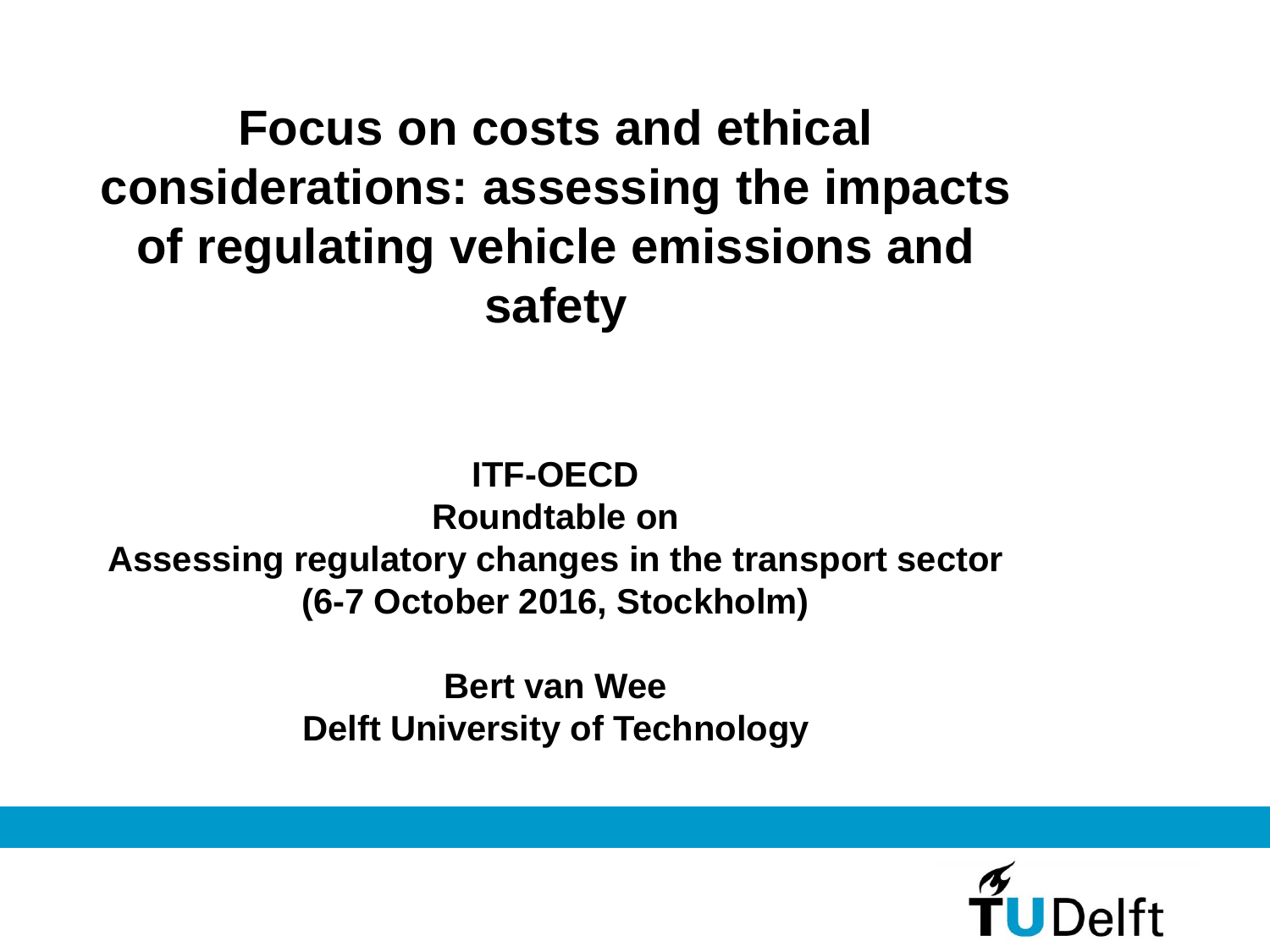# Focus on costs and ethical considerations: assessing the impacts of regulating vehicle emissions and safety

**ITF-OECD**
**Roundtable on**
**Assessing regulatory changes in the transport sector**
**(6-7 October 2016, Stockholm)**

**Bert van Wee**
**Delft University of Technology**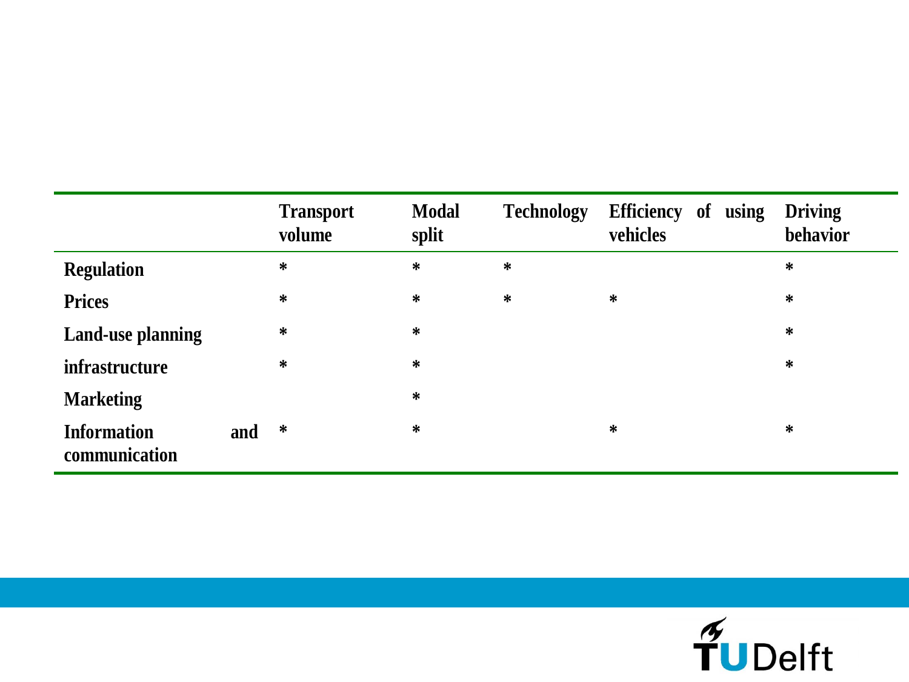| | Transport volume | Modal split | Technology | Efficiency of using vehicles | Driving behavior |
|---|---|---|---|---|---|
| **Regulation** | * | * | * | | * |
| **Prices** | * | * | * | * | * |
| **Land-use planning** | * | * | | | * |
| **infrastructure** | * | * | | | * |
| **Marketing** | | * | | | |
| **Information and communication** | * | * | | * | * |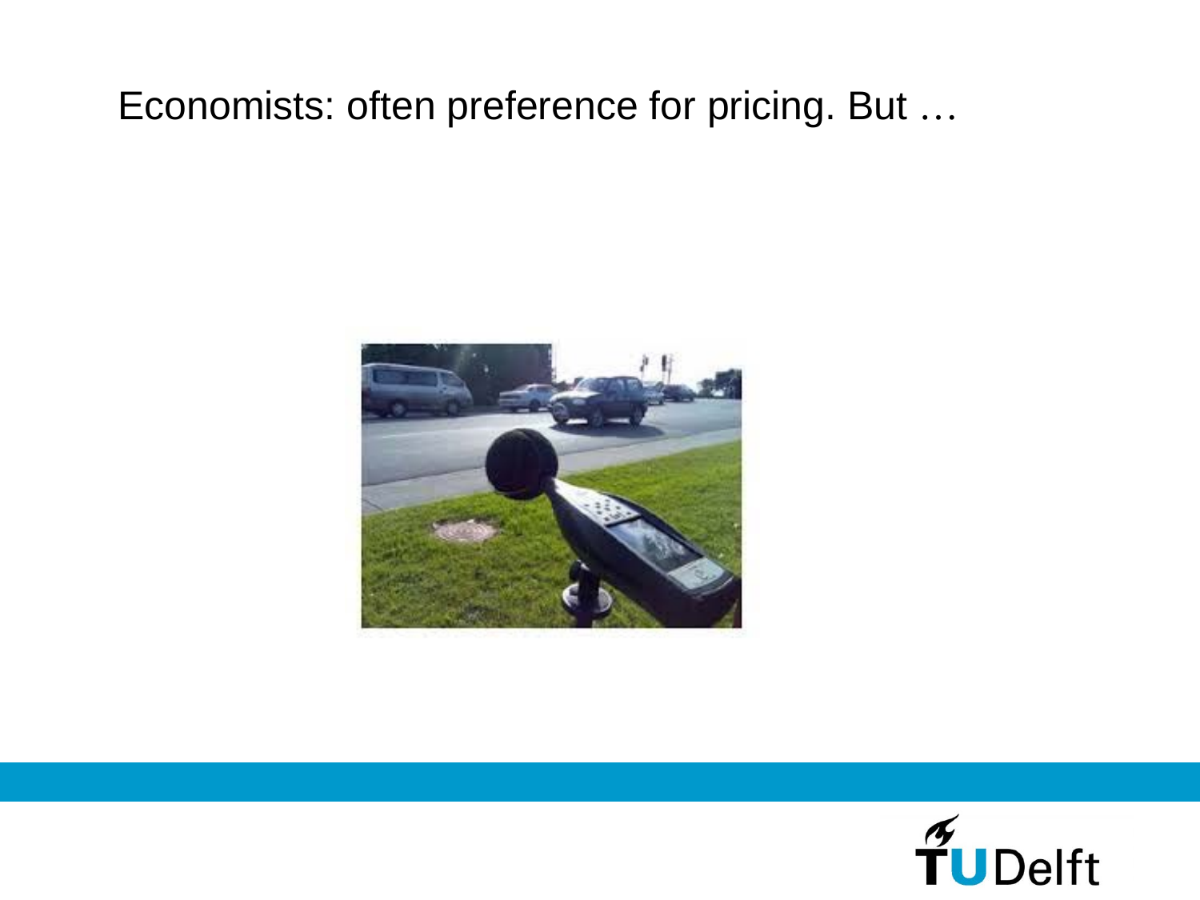Economists: often preference for pricing. But …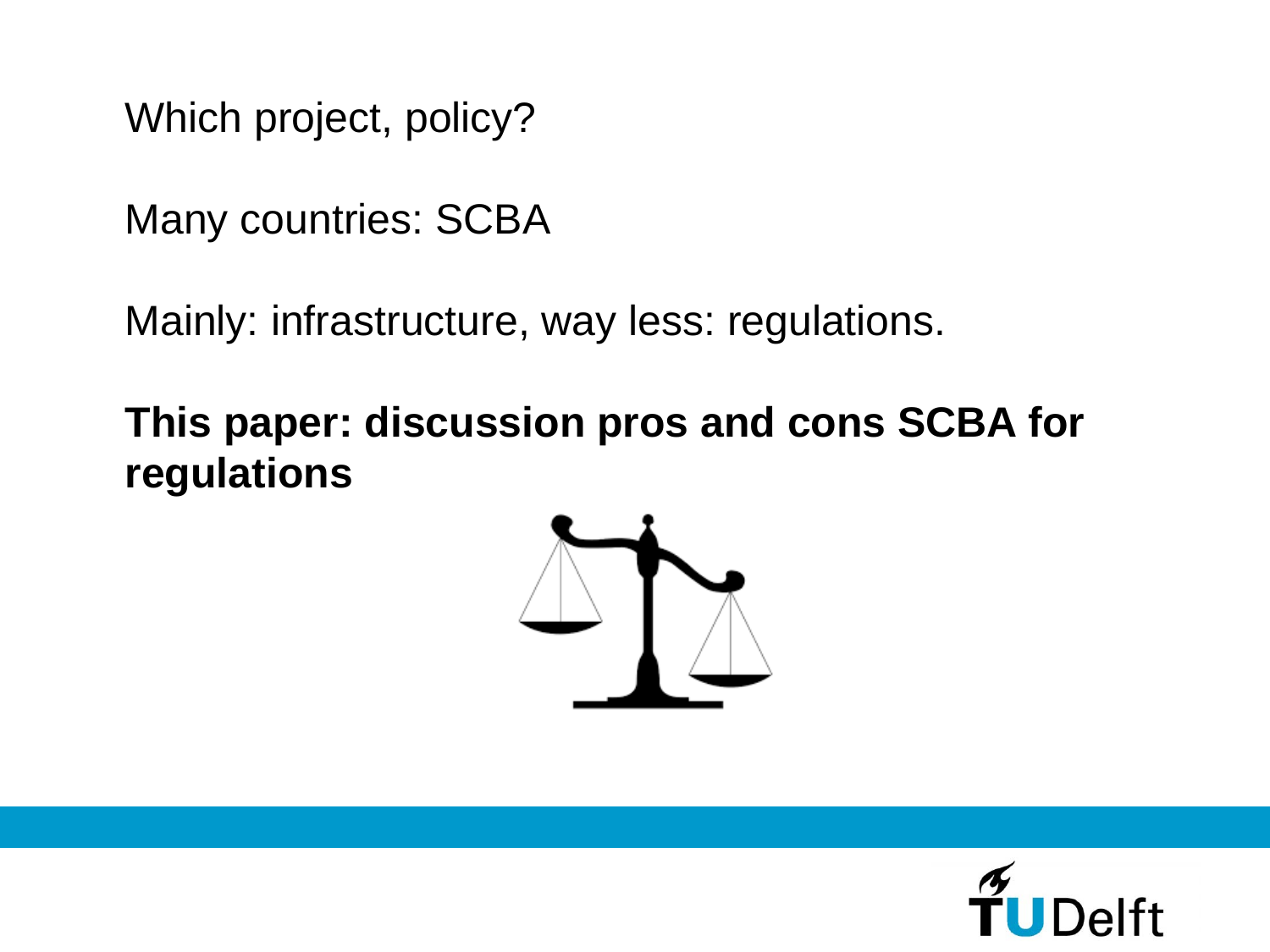Which project, policy?

Many countries: SCBA

Mainly: infrastructure, way less: regulations.

**This paper: discussion pros and cons SCBA for regulations**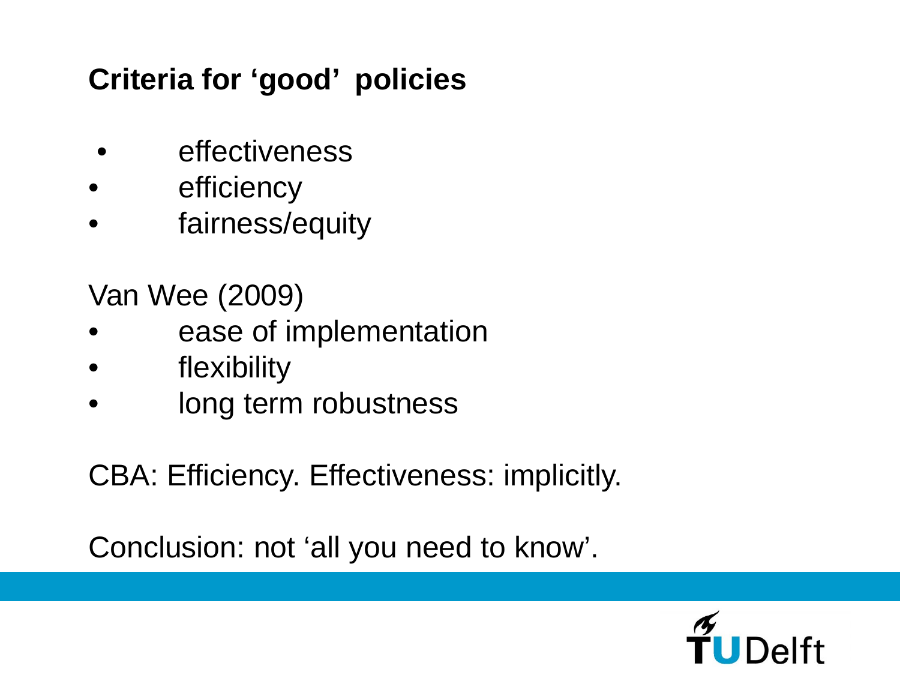## Criteria for 'good' policies

- effectiveness
- efficiency
- fairness/equity

Van Wee (2009)

- ease of implementation
- flexibility
- long term robustness

CBA: Efficiency. Effectiveness: implicitly.

Conclusion: not 'all you need to know'.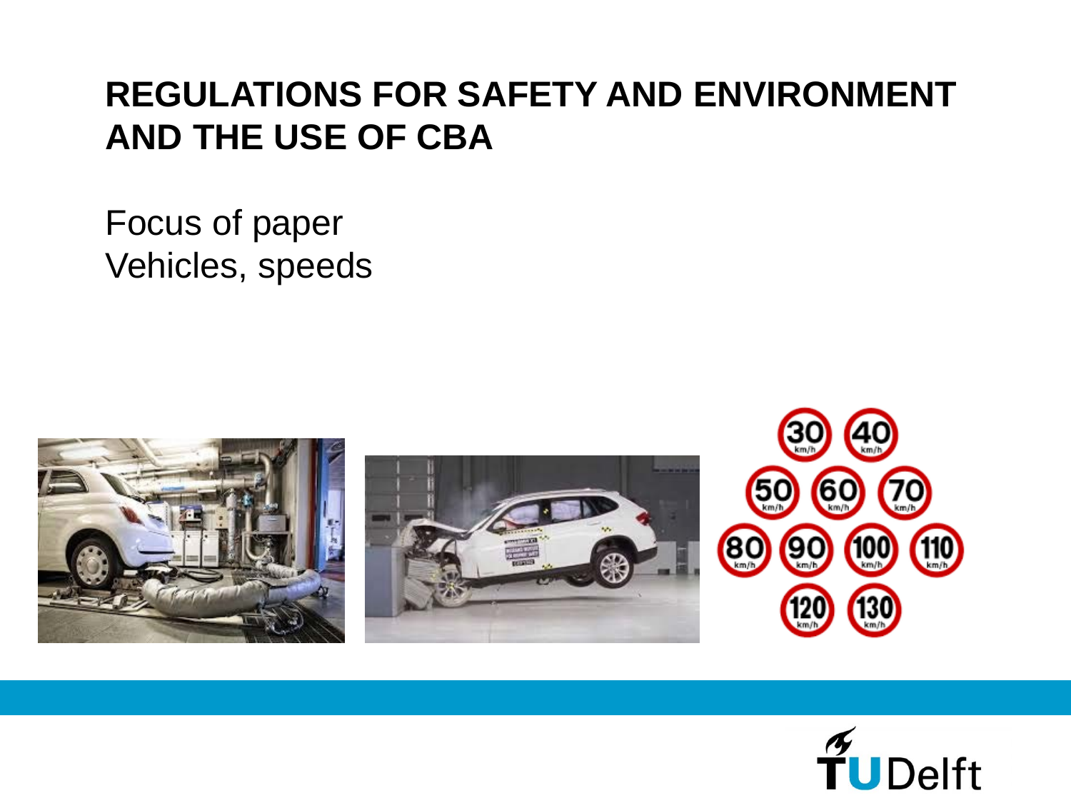# REGULATIONS FOR SAFETY AND ENVIRONMENT AND THE USE OF CBA

Focus of paper
Vehicles, speeds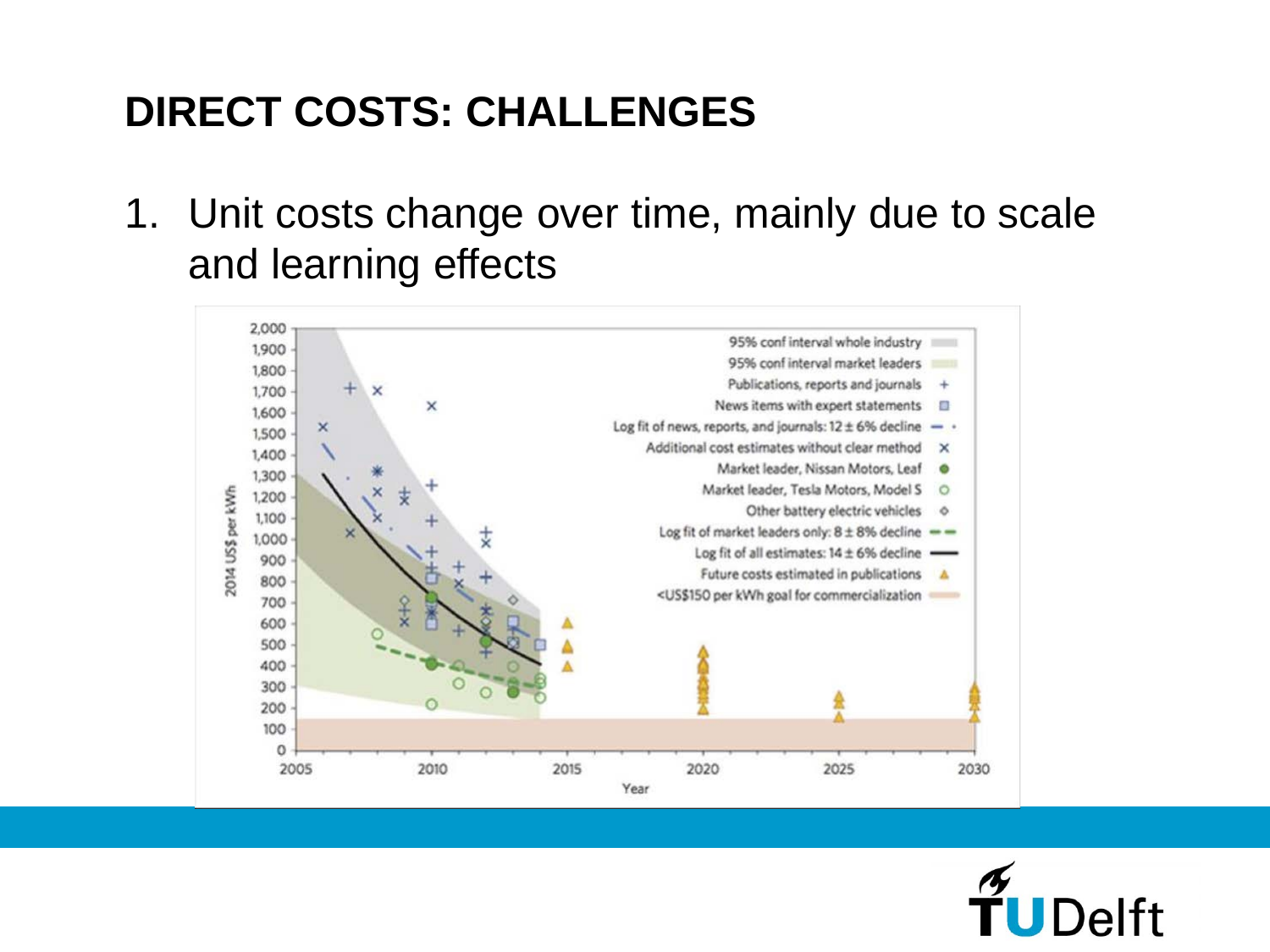# DIRECT COSTS: CHALLENGES

1. Unit costs change over time, mainly due to scale and learning effects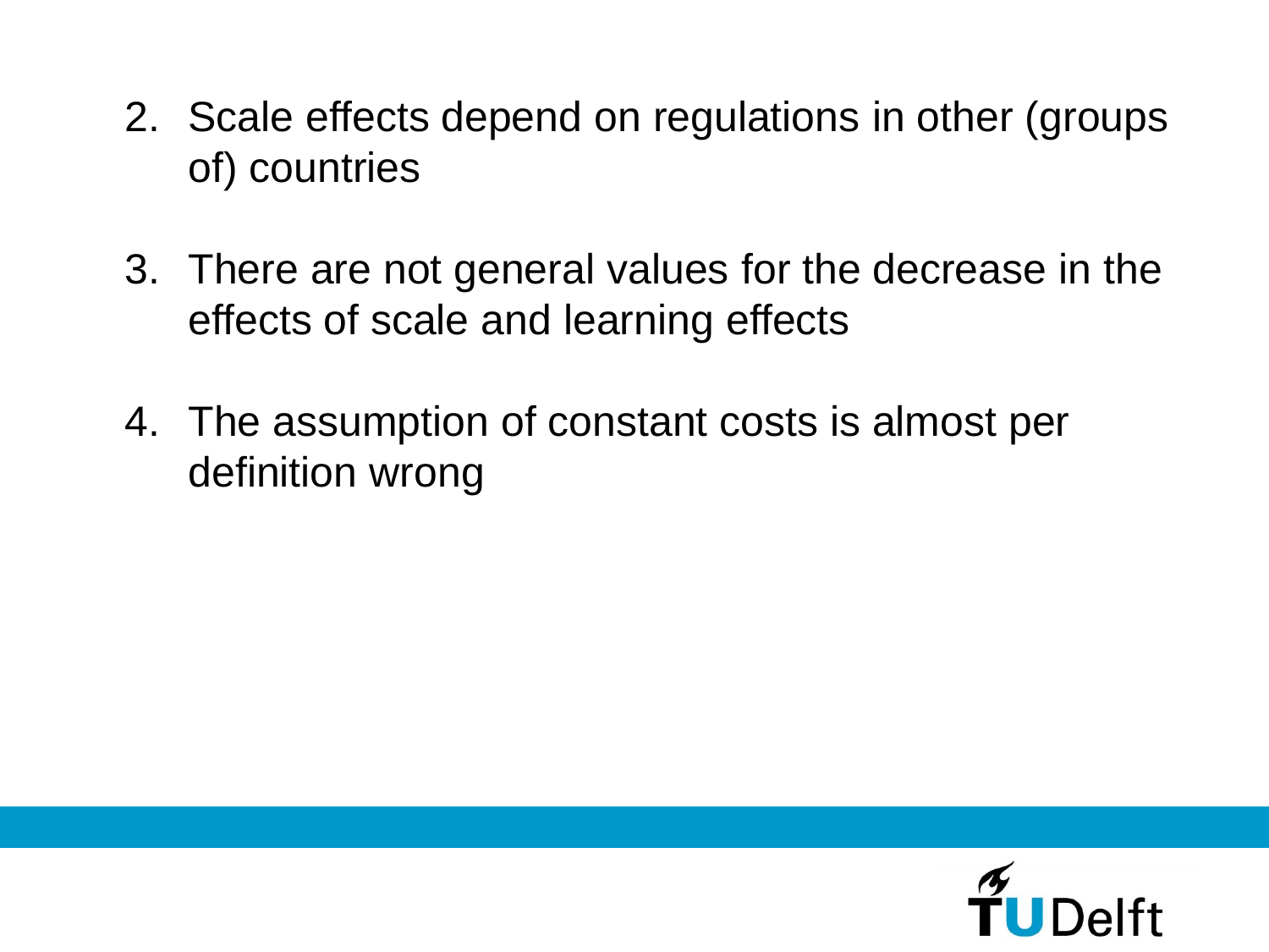2. Scale effects depend on regulations in other (groups of) countries

3. There are not general values for the decrease in the effects of scale and learning effects

4. The assumption of constant costs is almost per definition wrong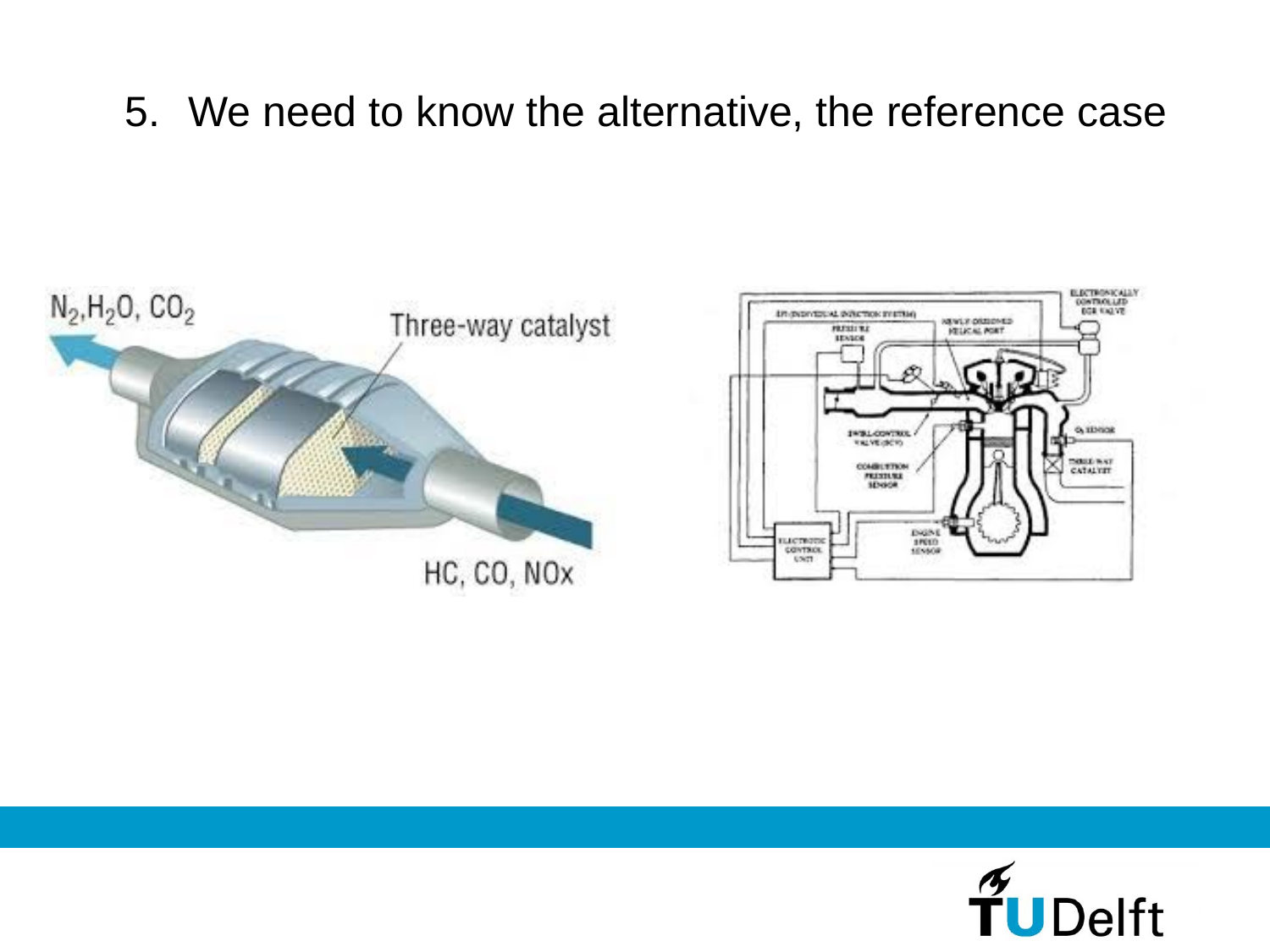5. We need to know the alternative, the reference case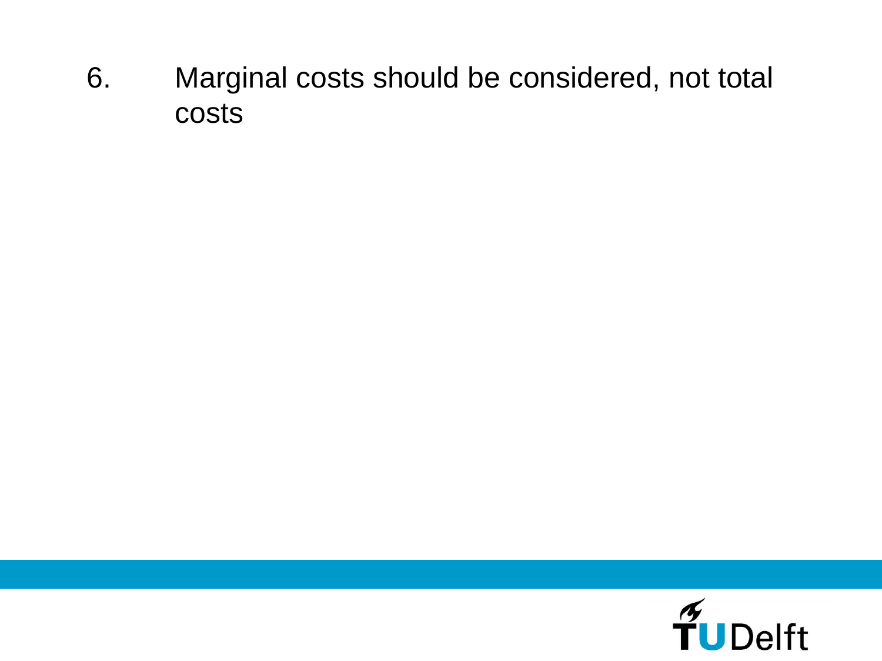6. Marginal costs should be considered, not total costs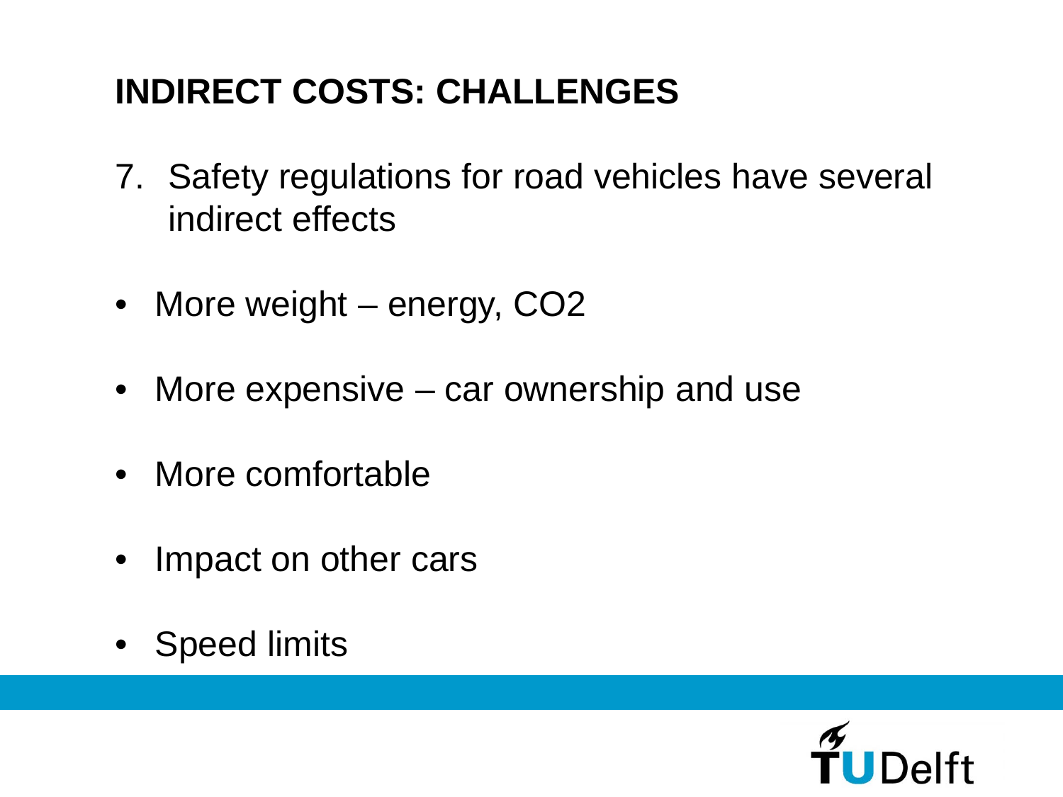# INDIRECT COSTS: CHALLENGES

7. Safety regulations for road vehicles have several indirect effects

- More weight – energy, $CO_2$
- More expensive – car ownership and use
- More comfortable
- Impact on other cars
- Speed limits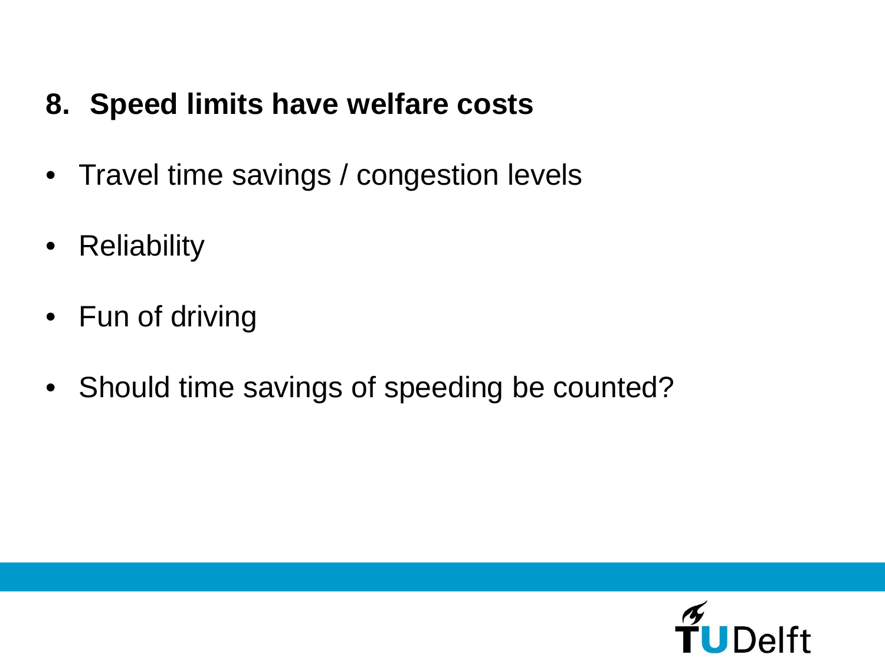## 8. Speed limits have welfare costs

- Travel time savings / congestion levels
- Reliability
- Fun of driving
- Should time savings of speeding be counted?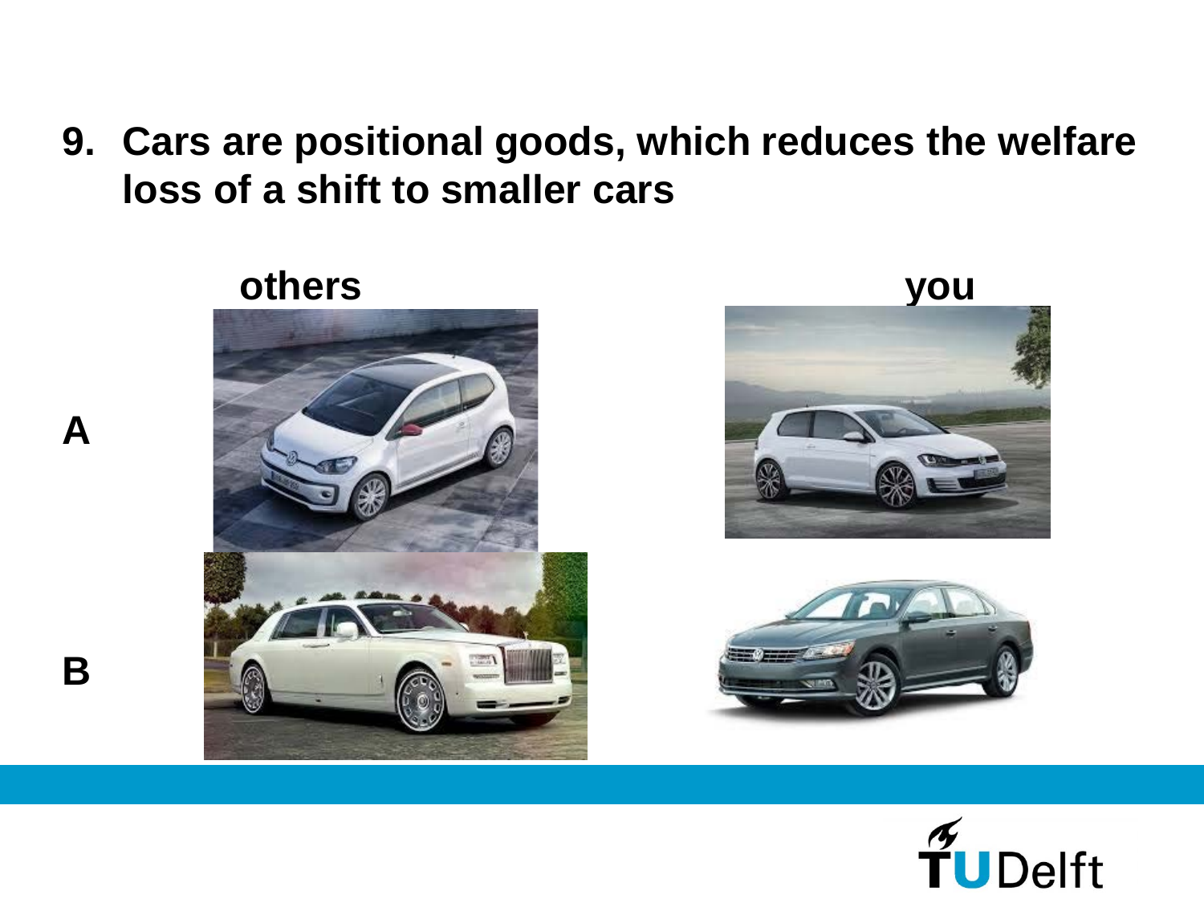9. **Cars are positional goods, which reduces the welfare loss of a shift to smaller cars**

| | others | you |
|---|---|---|
| **A** | | |
| **B** | | |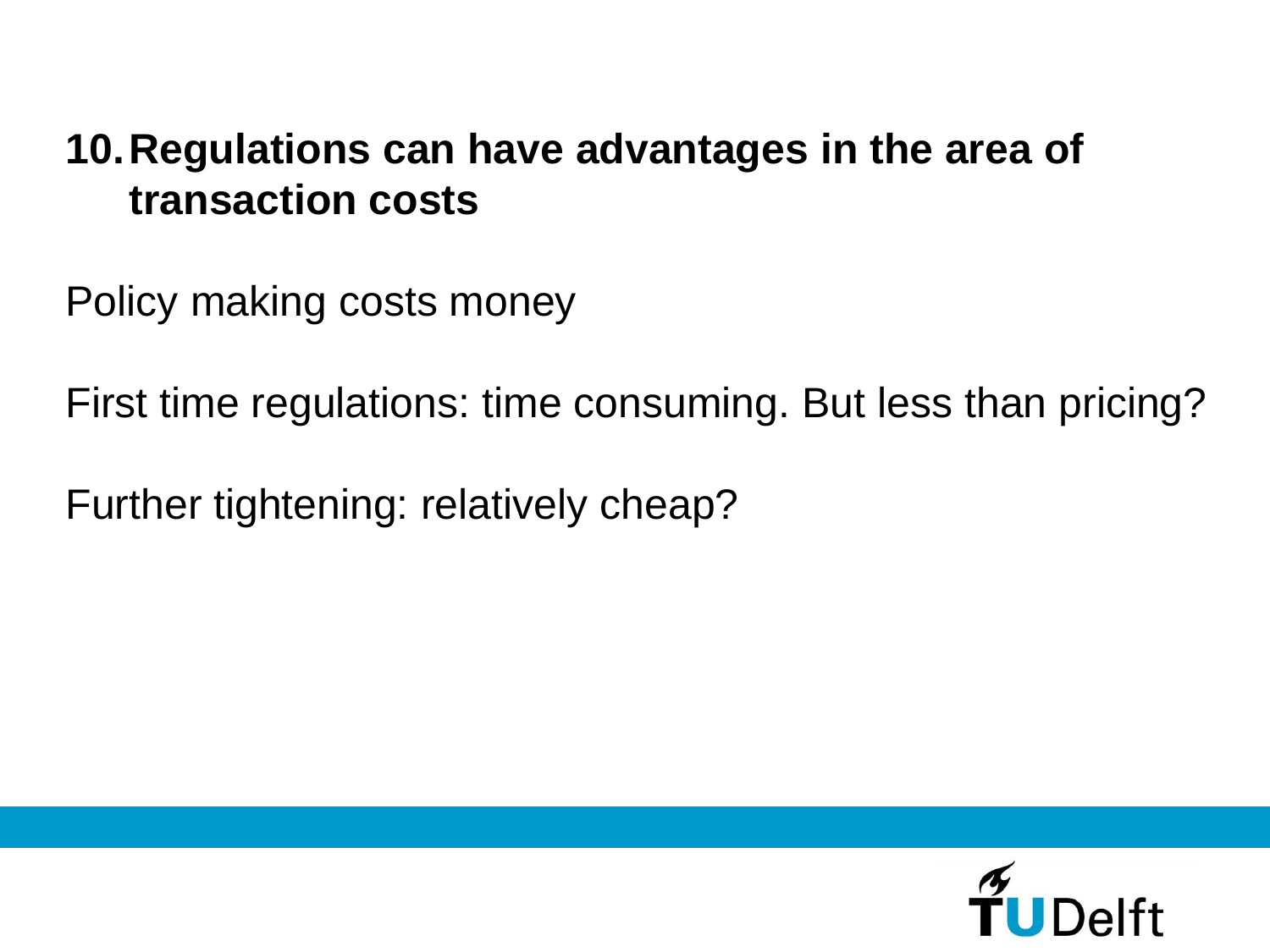## 10. Regulations can have advantages in the area of transaction costs

Policy making costs money

First time regulations: time consuming. But less than pricing?

Further tightening: relatively cheap?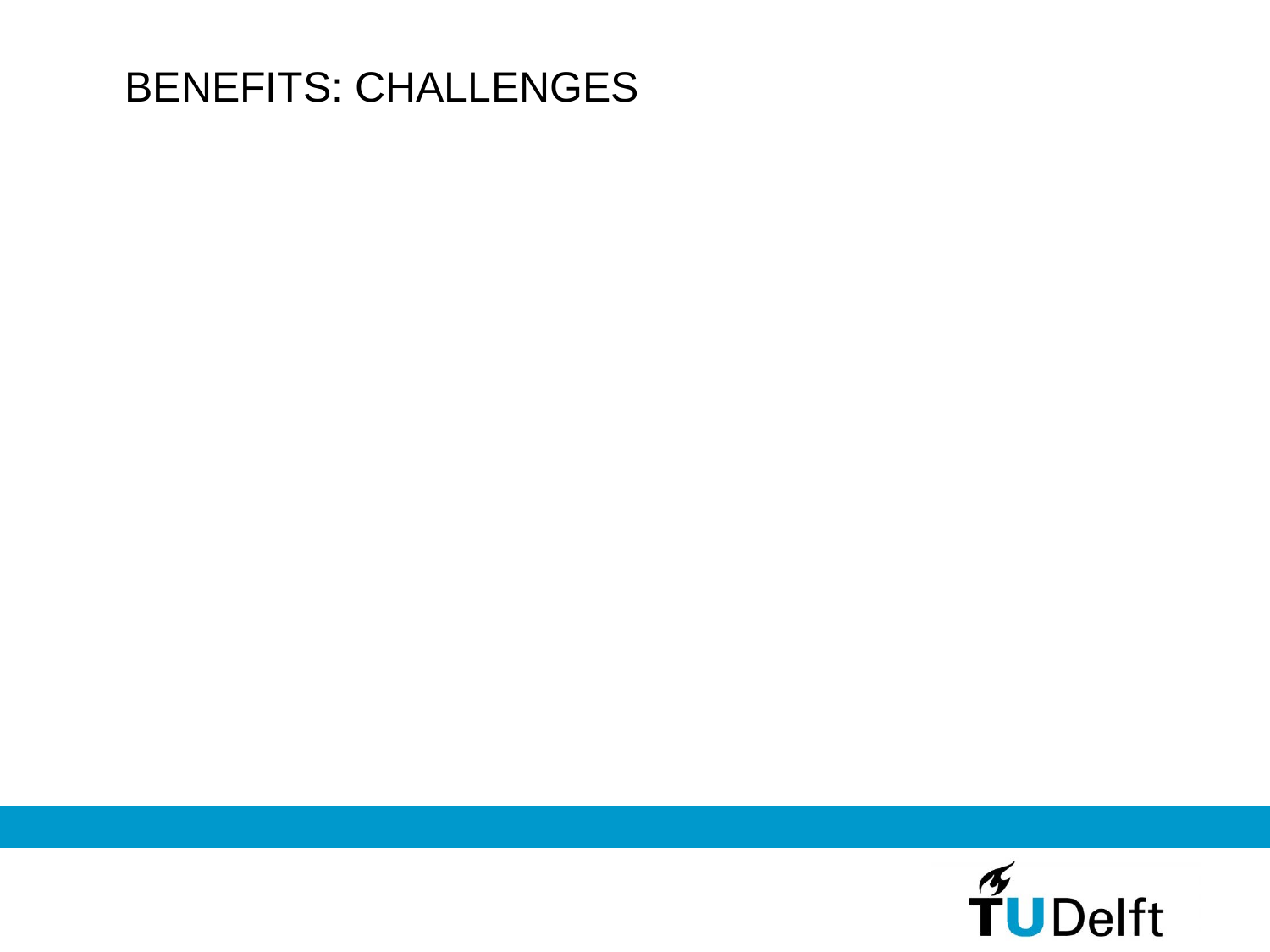# BENEFITS: CHALLENGES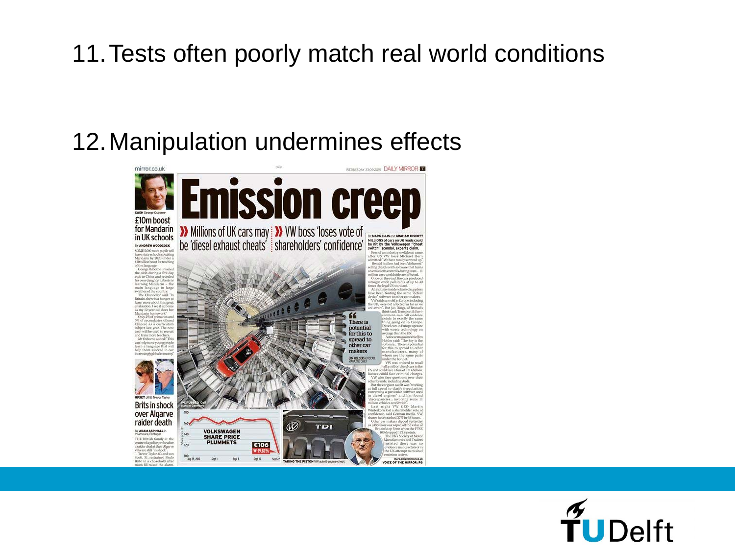11. Tests often poorly match real world conditions

12. Manipulation undermines effects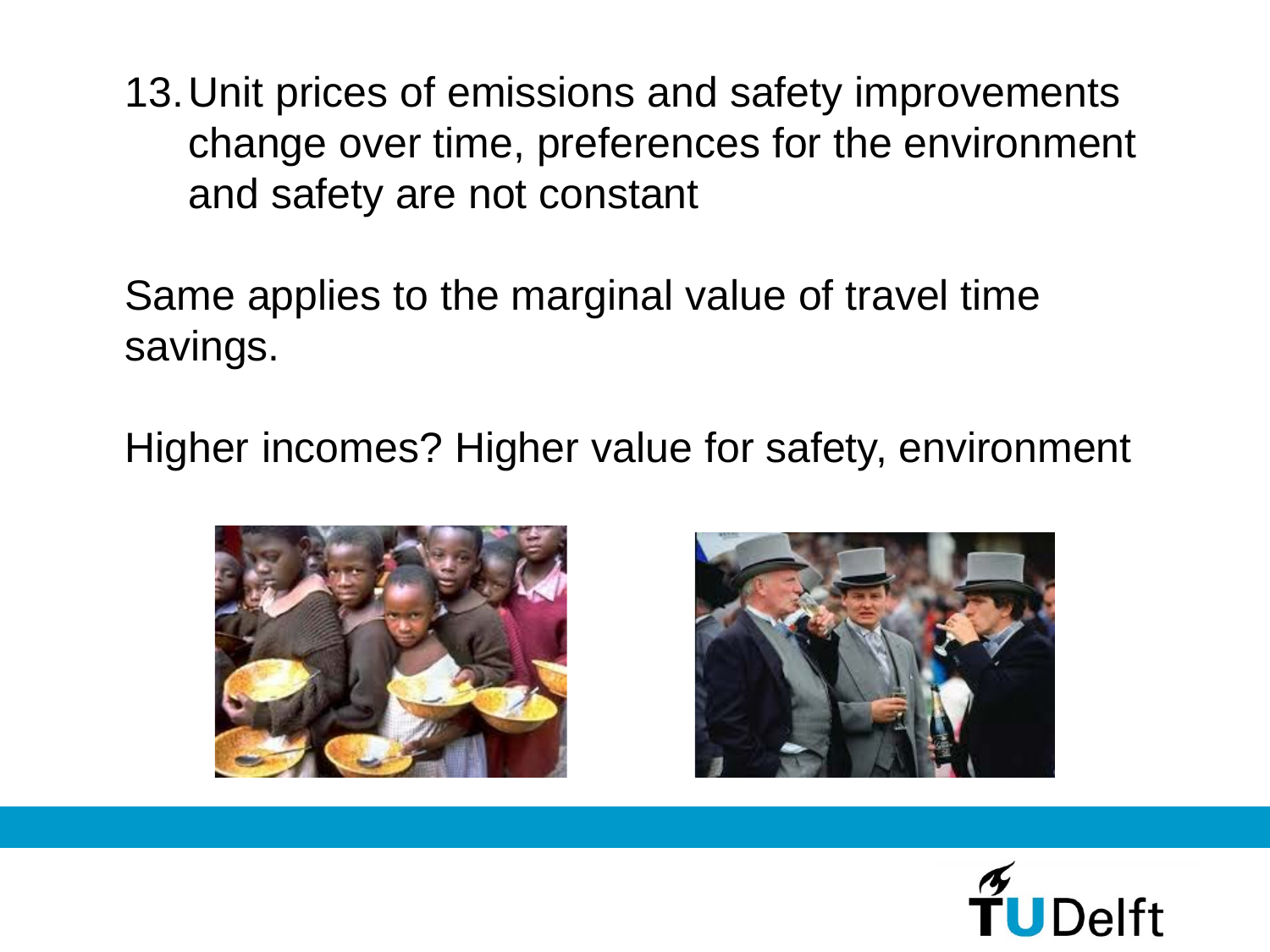13. Unit prices of emissions and safety improvements change over time, preferences for the environment and safety are not constant

Same applies to the marginal value of travel time savings.

Higher incomes? Higher value for safety, environment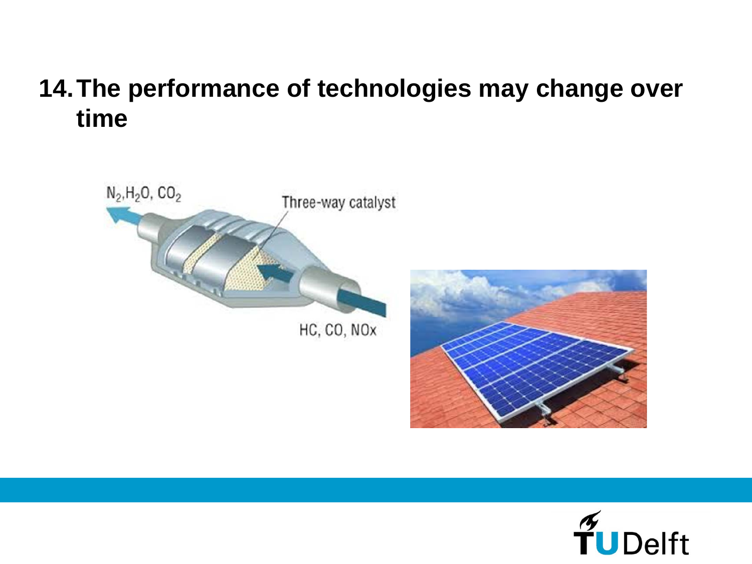# 14. The performance of technologies may change over time

$N_2, H_2O, CO_2$

Three-way catalyst

HC, CO, NOx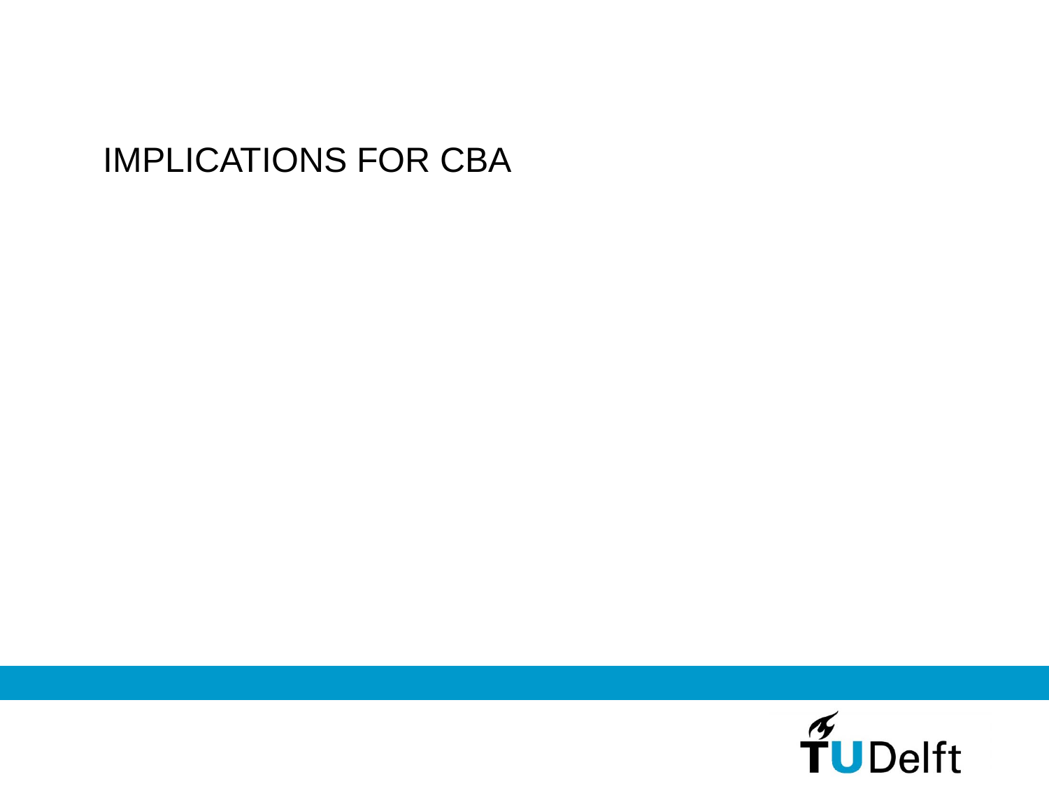# IMPLICATIONS FOR CBA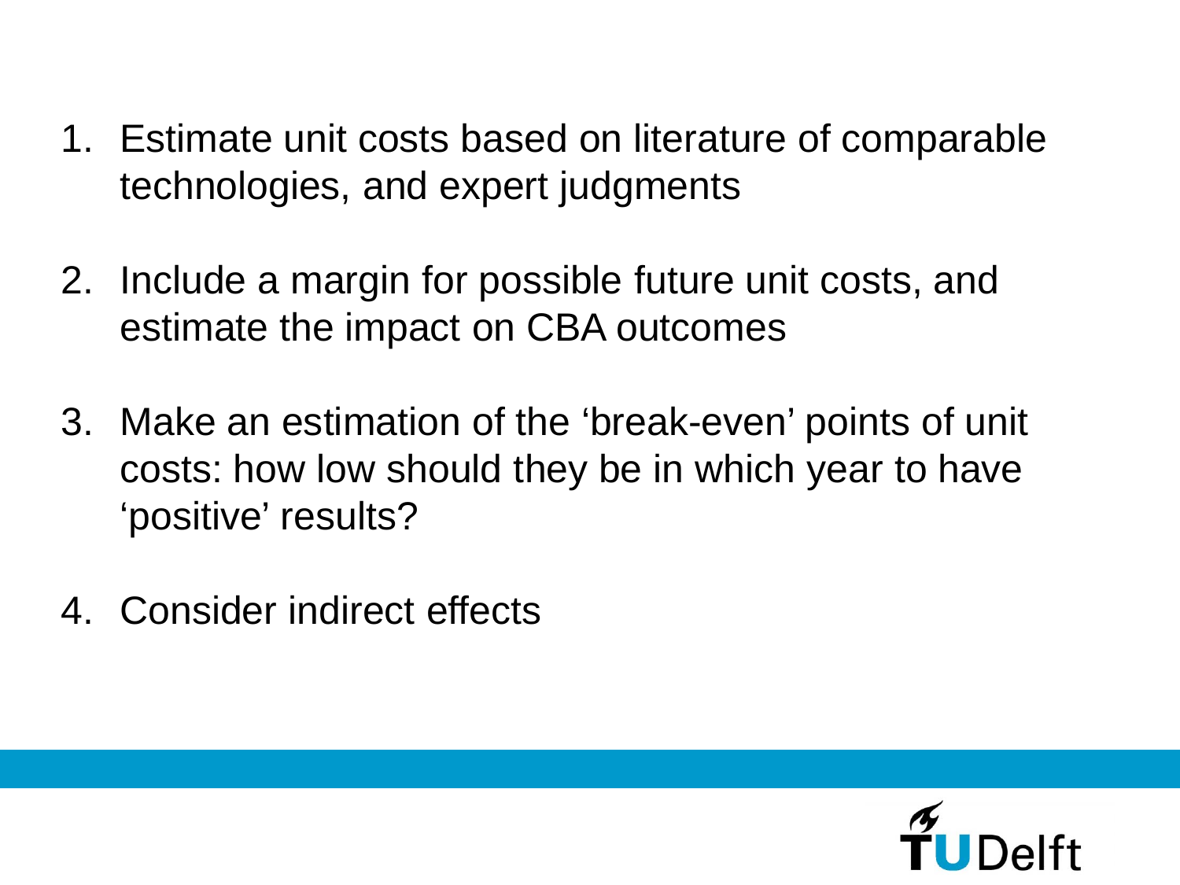1. Estimate unit costs based on literature of comparable technologies, and expert judgments

2. Include a margin for possible future unit costs, and estimate the impact on CBA outcomes

3. Make an estimation of the 'break-even' points of unit costs: how low should they be in which year to have 'positive' results?

4. Consider indirect effects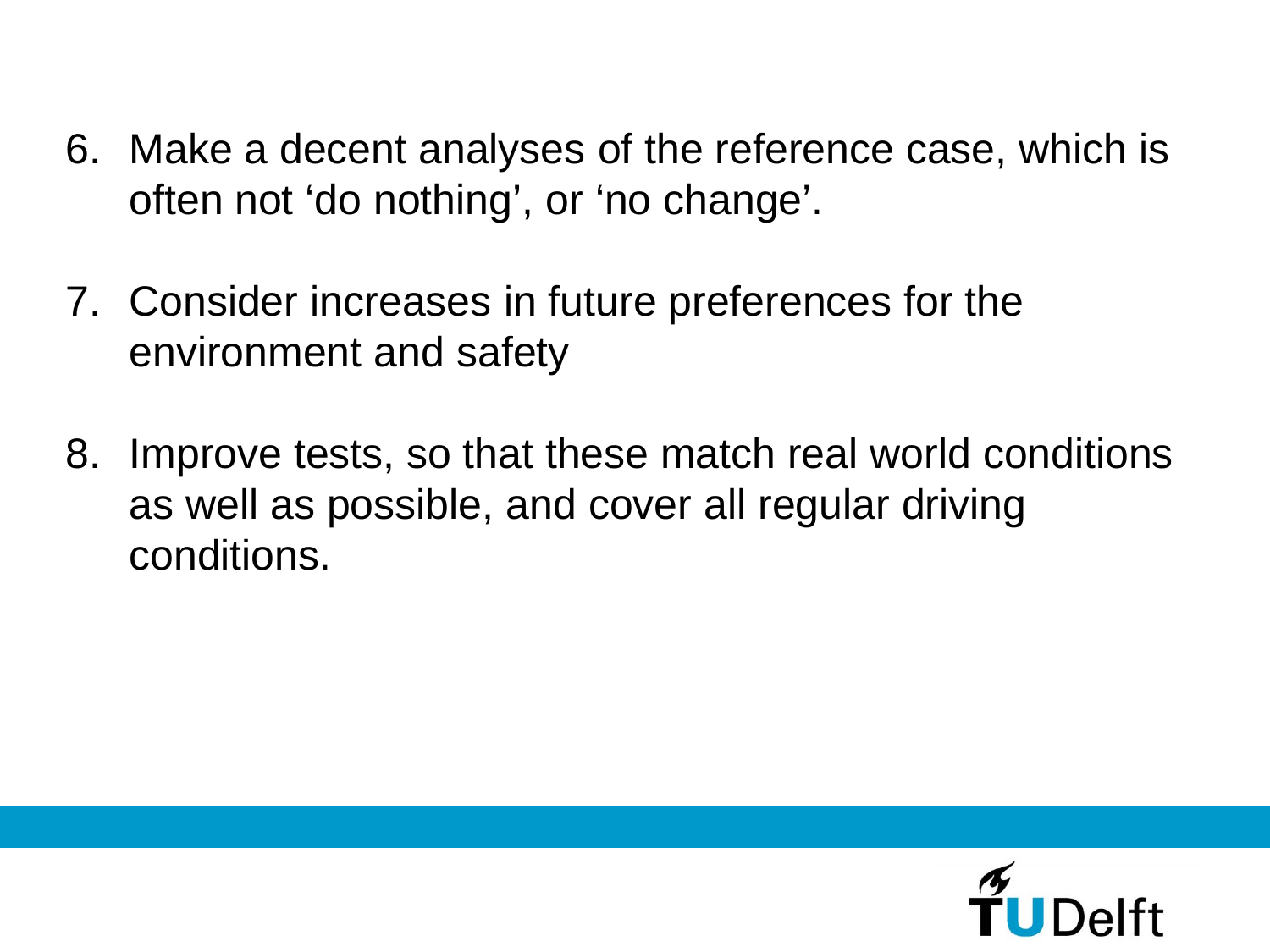6. Make a decent analyses of the reference case, which is often not ‘do nothing’, or ‘no change’.

7. Consider increases in future preferences for the environment and safety

8. Improve tests, so that these match real world conditions as well as possible, and cover all regular driving conditions.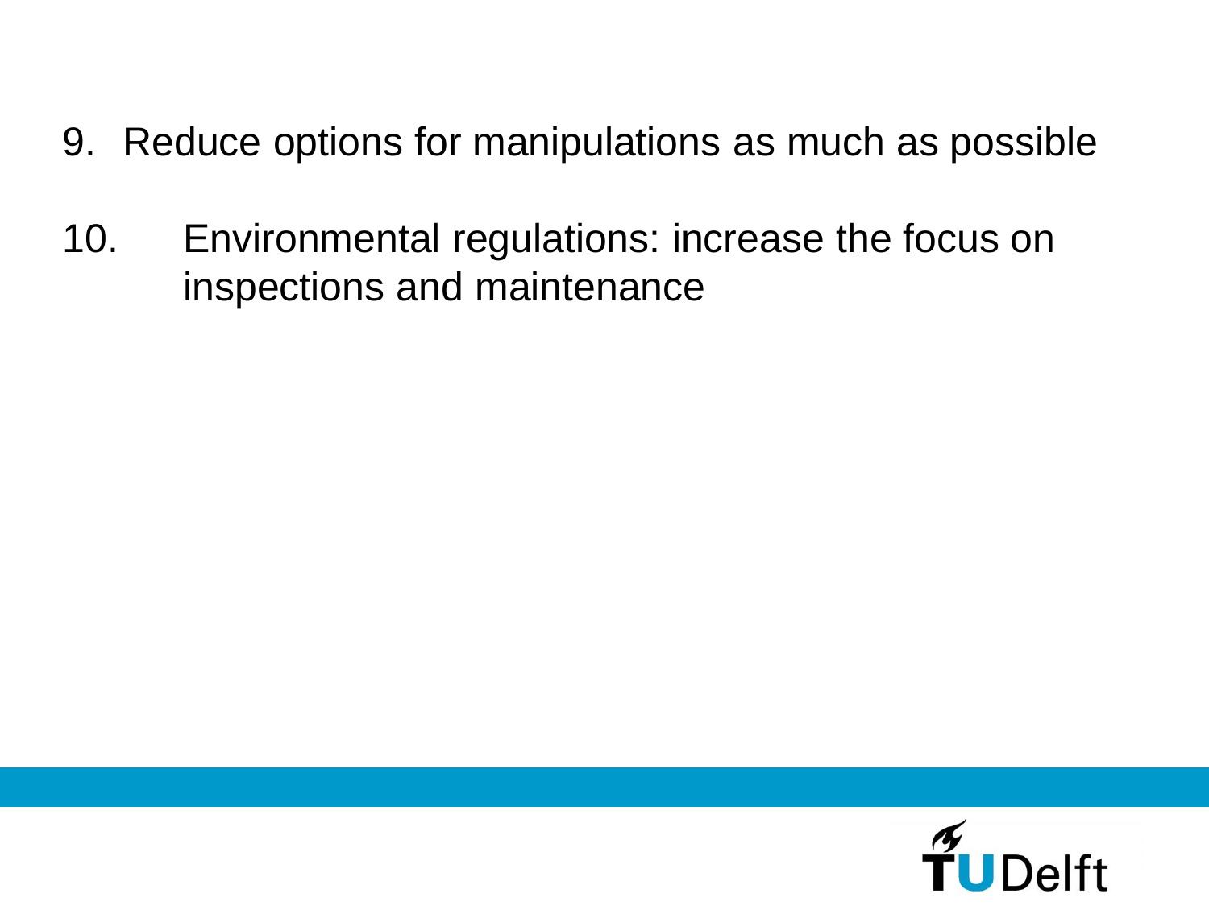9. Reduce options for manipulations as much as possible
10. Environmental regulations: increase the focus on inspections and maintenance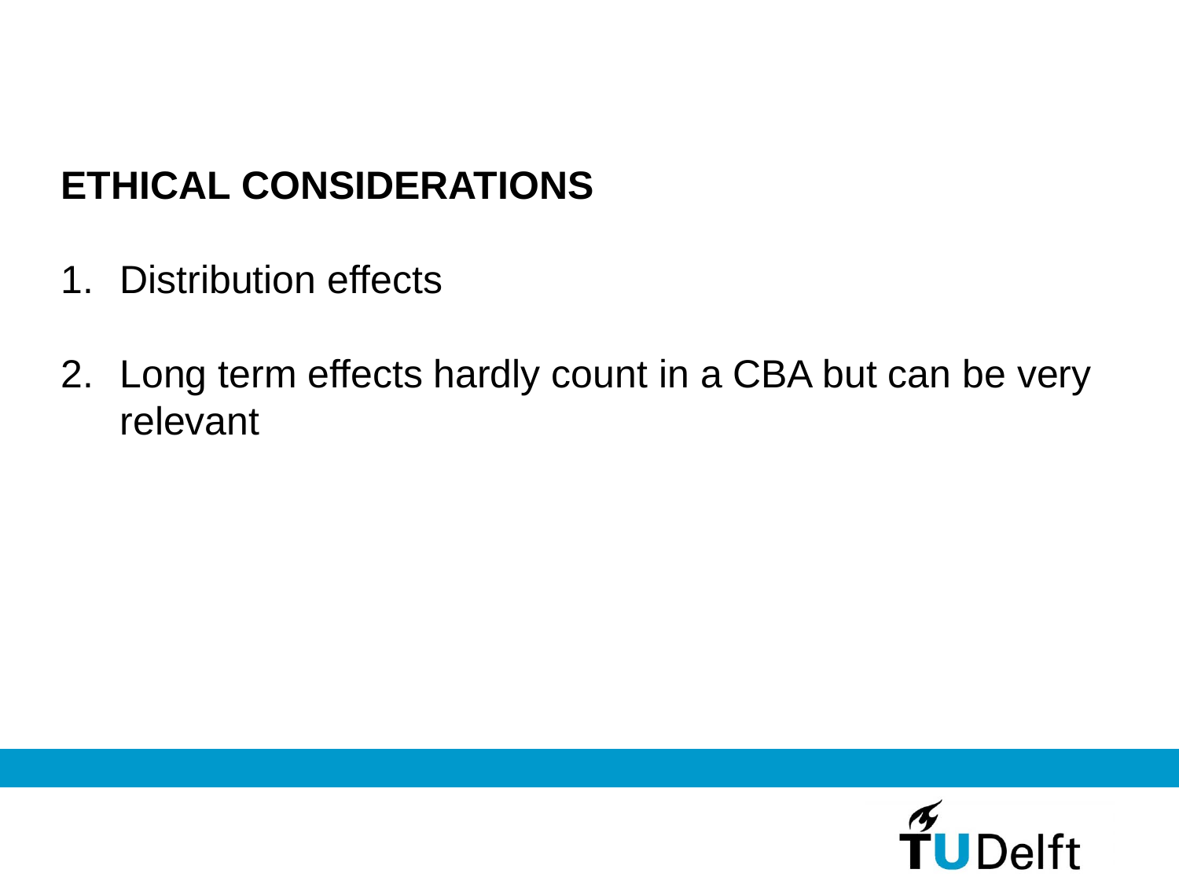## ETHICAL CONSIDERATIONS

1. Distribution effects
2. Long term effects hardly count in a CBA but can be very relevant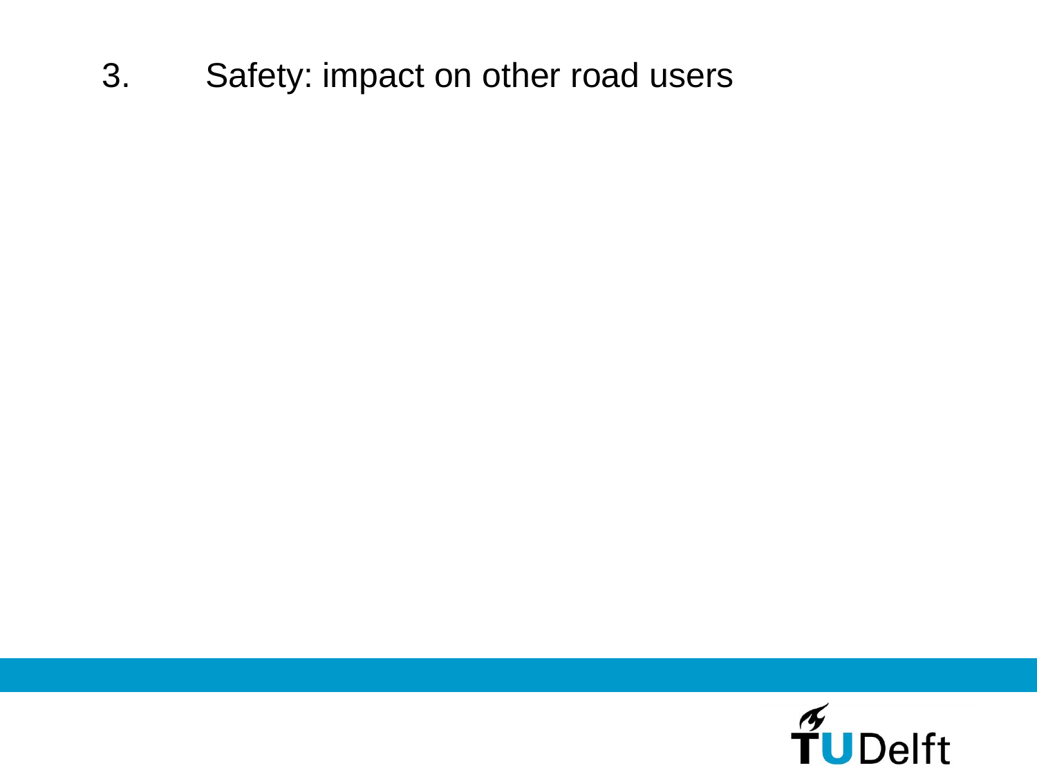## 3. Safety: impact on other road users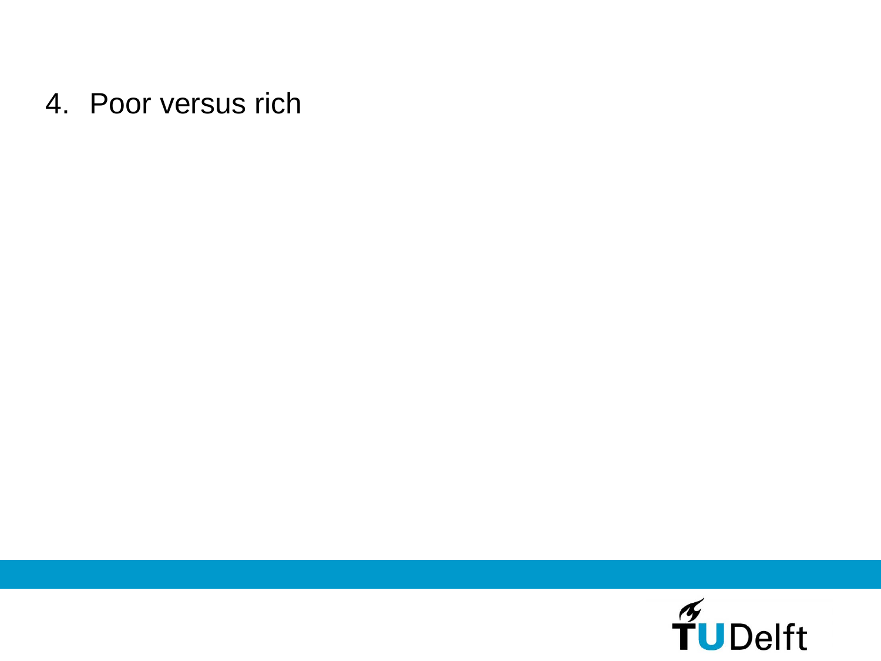4. Poor versus rich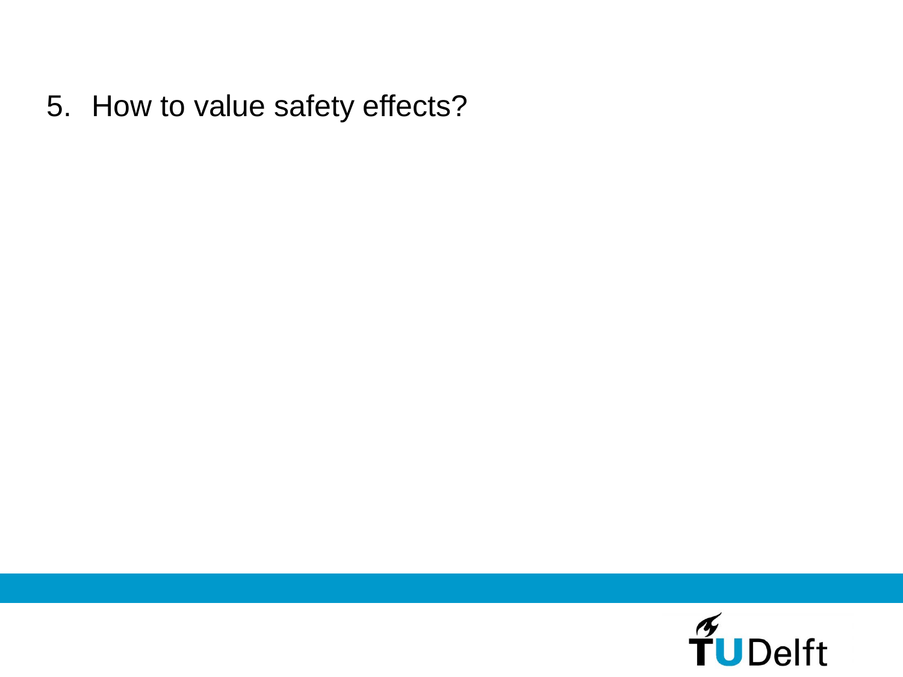5. How to value safety effects?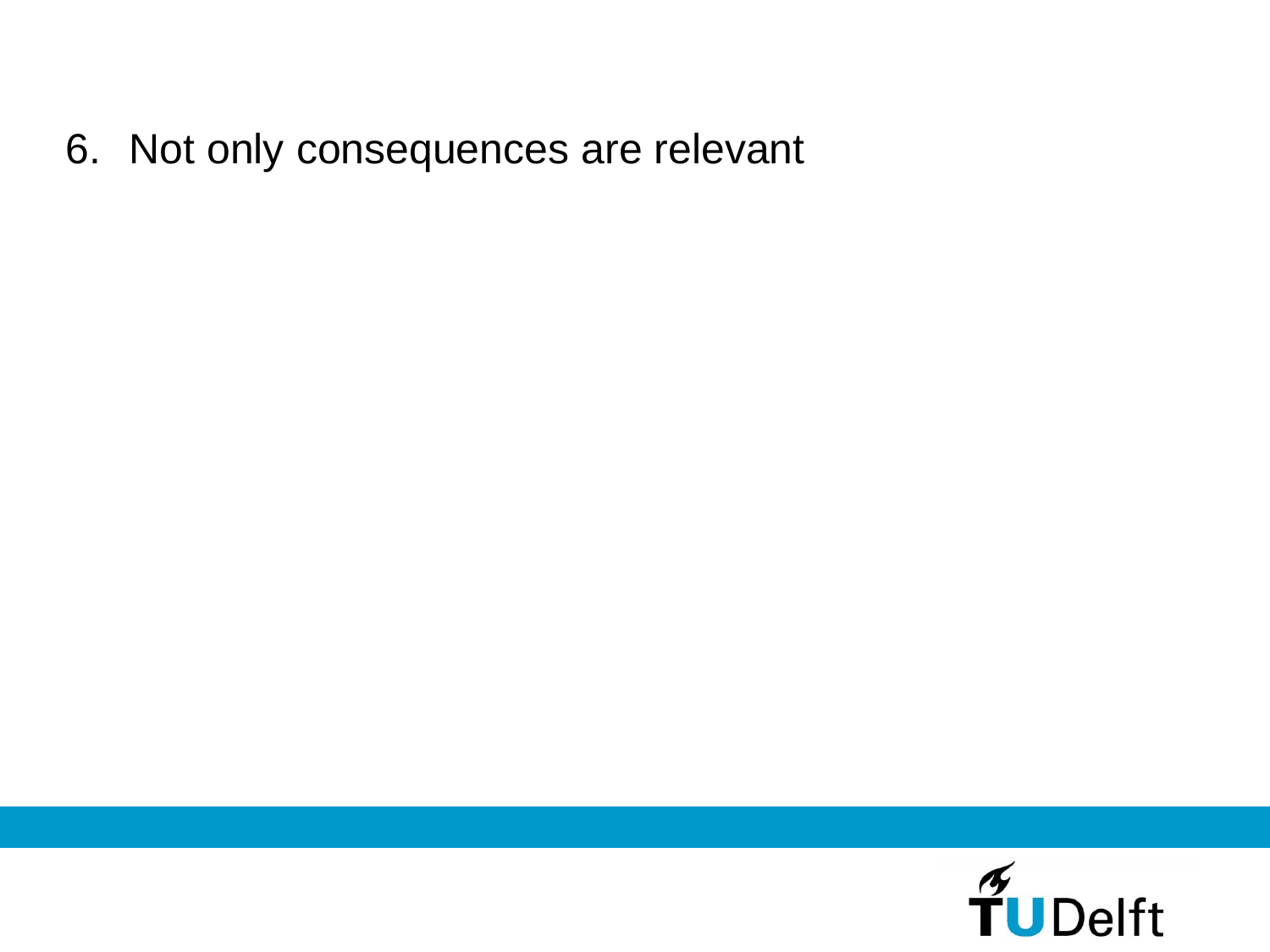6. Not only consequences are relevant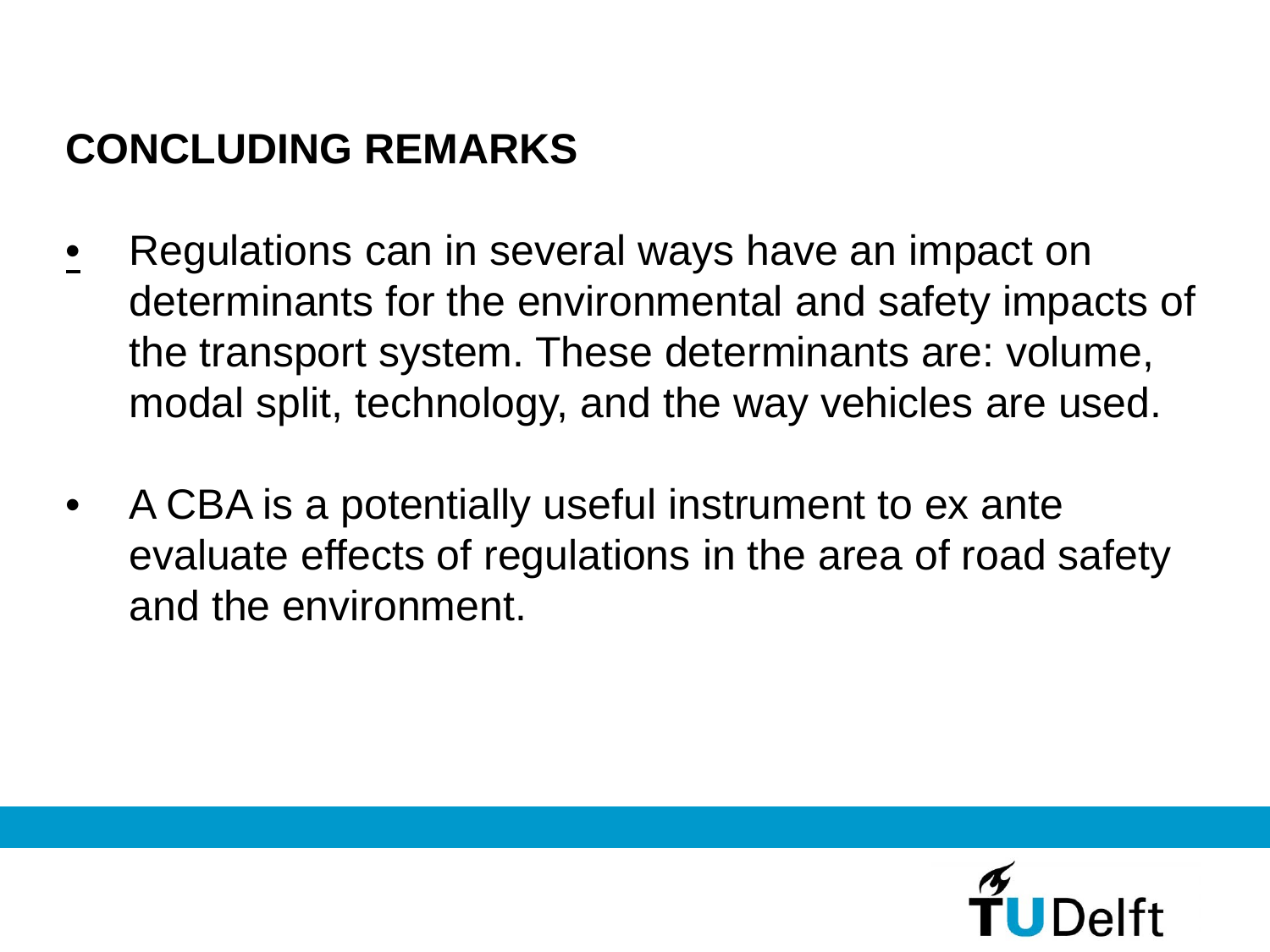# CONCLUDING REMARKS

- Regulations can in several ways have an impact on determinants for the environmental and safety impacts of the transport system. These determinants are: volume, modal split, technology, and the way vehicles are used.
- A CBA is a potentially useful instrument to ex ante evaluate effects of regulations in the area of road safety and the environment.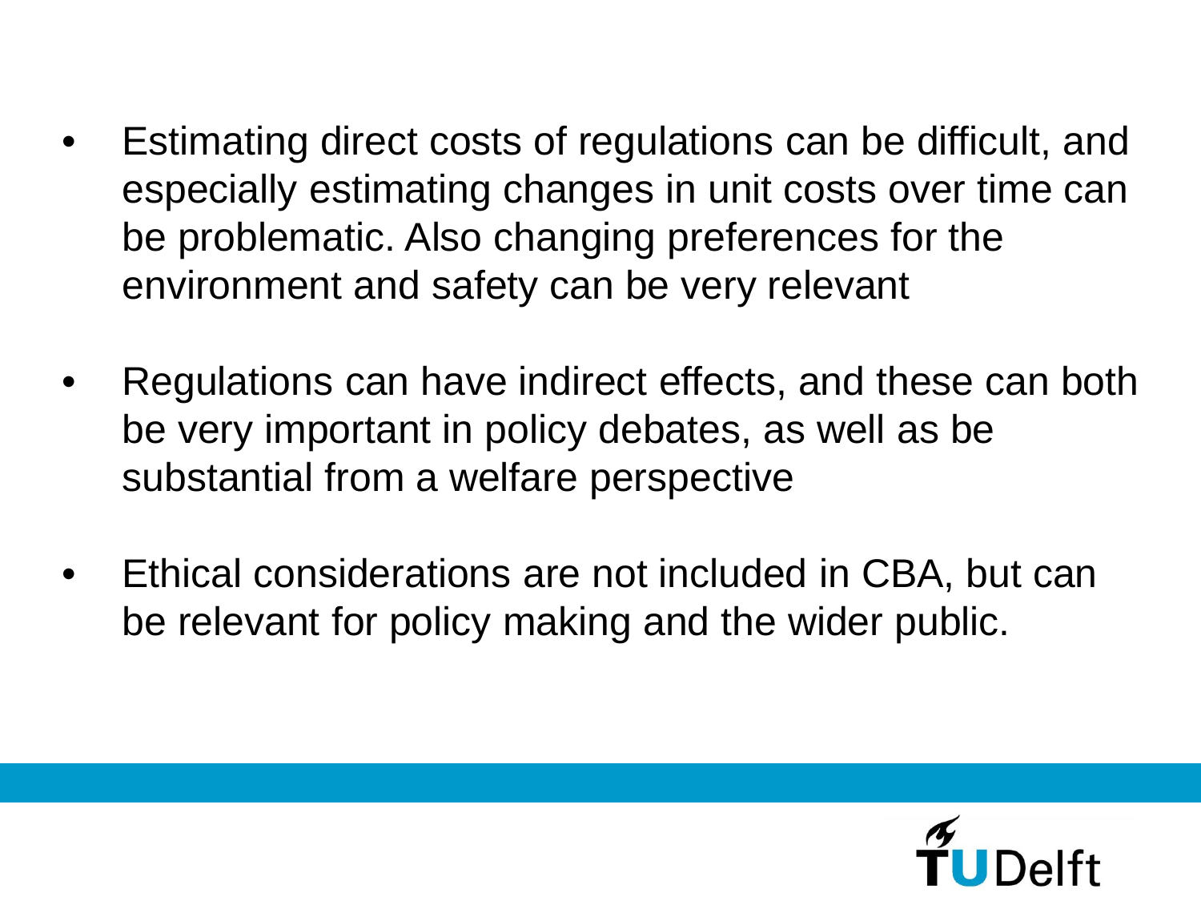- Estimating direct costs of regulations can be difficult, and especially estimating changes in unit costs over time can be problematic. Also changing preferences for the environment and safety can be very relevant

- Regulations can have indirect effects, and these can both be very important in policy debates, as well as be substantial from a welfare perspective

- Ethical considerations are not included in CBA, but can be relevant for policy making and the wider public.